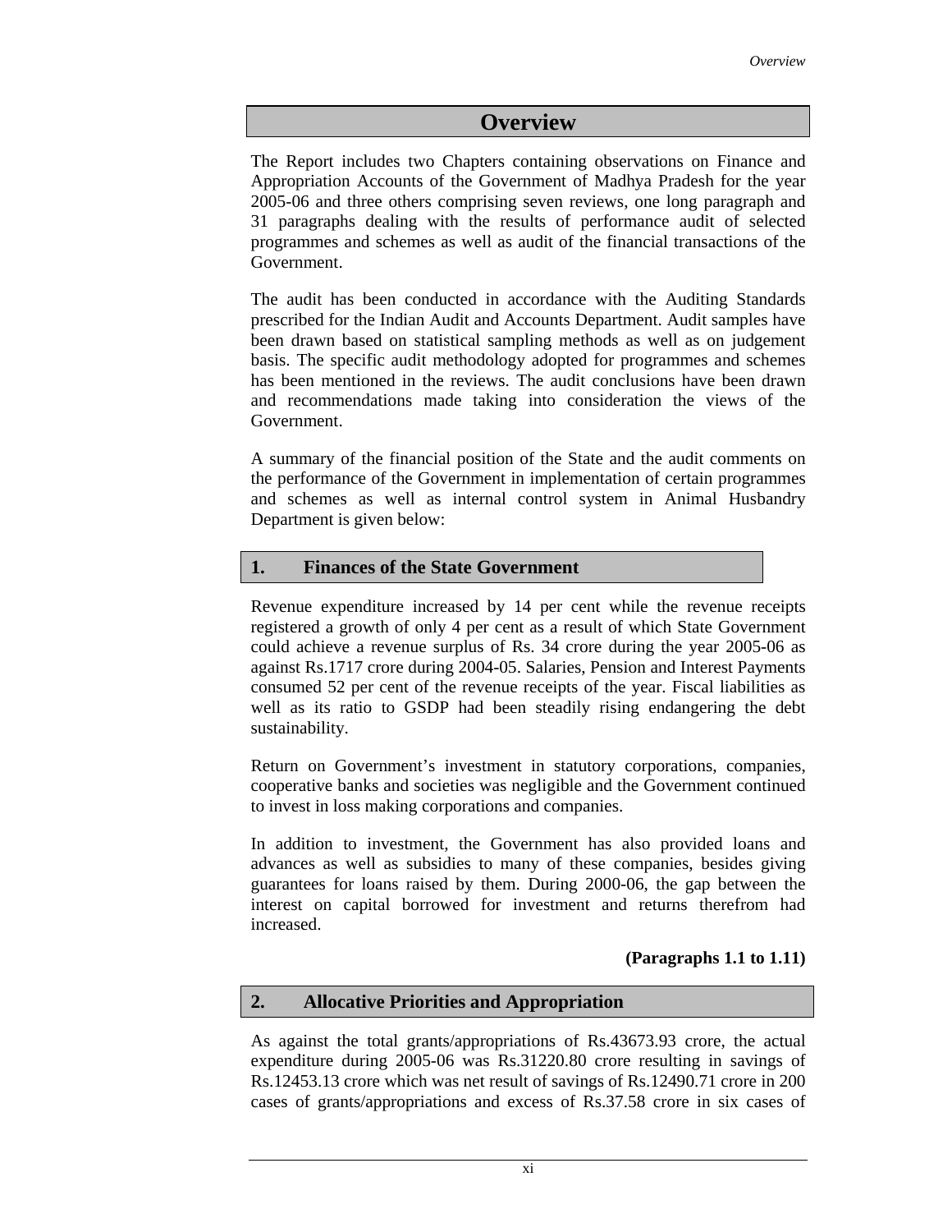# Overview

The Report includes two Chapters containing observations on Finance and Appropriation Accounts of the Government of Madhya Pradesh for the year 2005-06 and three others comprising seven reviews, one long paragraph and 31 paragraphs dealing with the results of performance audit of selected programmes and schemes as well as audit of the financial transactions of the Government.

The audit has been conducted in accordance with the Auditing Standards prescribed for the Indian Audit and Accounts Department. Audit samples have been drawn based on statistical sampling methods as well as on judgement basis. The specific audit methodology adopted for programmes and schemes has been mentioned in the reviews. The audit conclusions have been drawn and recommendations made taking into consideration the views of the Government.

A summary of the financial position of the State and the audit comments on the performance of the Government in implementation of certain programmes and schemes as well as internal control system in Animal Husbandry Department is given below:

## 1. Finances of the State Government

Revenue expenditure increased by 14 per cent while the revenue receipts registered a growth of only 4 per cent as a result of which State Government could achieve a revenue surplus of Rs. 34 crore during the year 2005-06 as against Rs.1717 crore during 2004-05. Salaries, Pension and Interest Payments consumed 52 per cent of the revenue receipts of the year. Fiscal liabilities as well as its ratio to GSDP had been steadily rising endangering the debt sustainability.

Return on Government's investment in statutory corporations, companies, cooperative banks and societies was negligible and the Government continued to invest in loss making corporations and companies.

In addition to investment, the Government has also provided loans and advances as well as subsidies to many of these companies, besides giving guarantees for loans raised by them. During 2000-06, the gap between the interest on capital borrowed for investment and returns therefrom had increased.

**(Paragraphs 1.1 to 1.11)**

## 2. Allocative Priorities and Appropriation

As against the total grants/appropriations of Rs.43673.93 crore, the actual expenditure during 2005-06 was Rs.31220.80 crore resulting in savings of Rs.12453.13 crore which was net result of savings of Rs.12490.71 crore in 200 cases of grants/appropriations and excess of Rs.37.58 crore in six cases of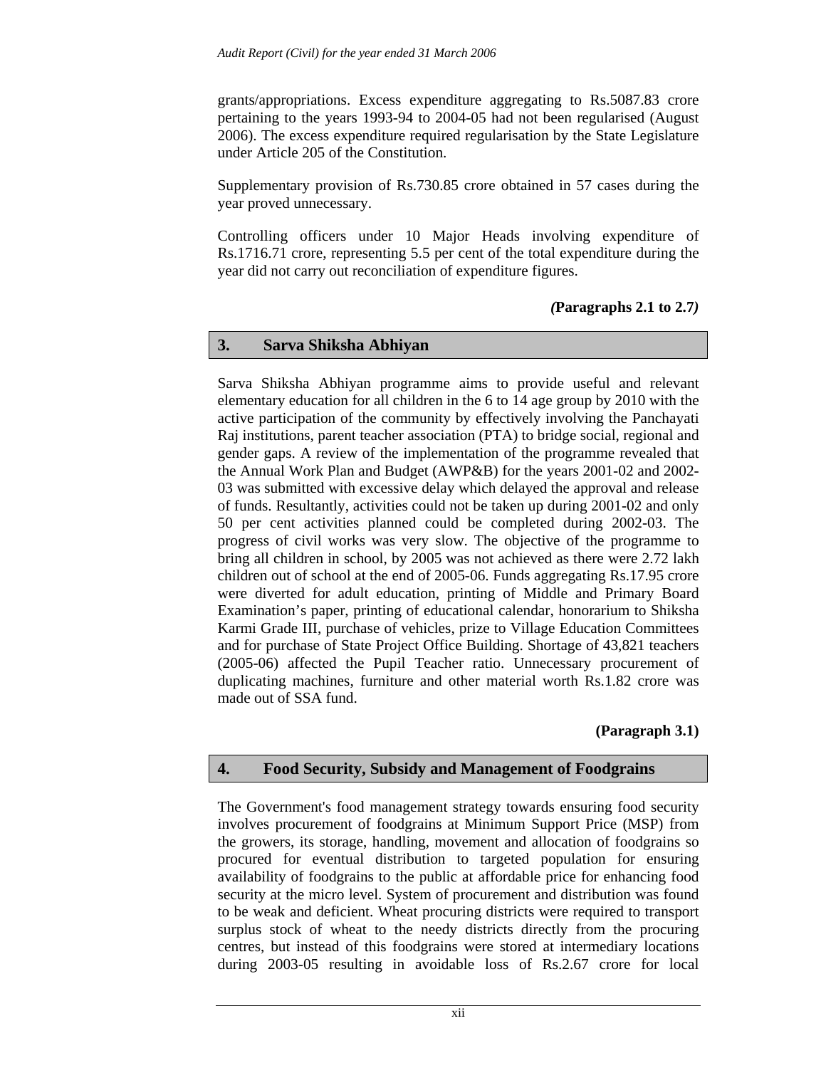grants/appropriations. Excess expenditure aggregating to Rs.5087.83 crore pertaining to the years 1993-94 to 2004-05 had not been regularised (August 2006). The excess expenditure required regularisation by the State Legislature under Article 205 of the Constitution.

Supplementary provision of Rs.730.85 crore obtained in 57 cases during the year proved unnecessary.

Controlling officers under 10 Major Heads involving expenditure of Rs.1716.71 crore, representing 5.5 per cent of the total expenditure during the year did not carry out reconciliation of expenditure figures.

***(Paragraphs 2.1 to 2.7)***

## 3. Sarva Shiksha Abhiyan

Sarva Shiksha Abhiyan programme aims to provide useful and relevant elementary education for all children in the 6 to 14 age group by 2010 with the active participation of the community by effectively involving the Panchayati Raj institutions, parent teacher association (PTA) to bridge social, regional and gender gaps. A review of the implementation of the programme revealed that the Annual Work Plan and Budget (AWP&B) for the years 2001-02 and 2002-03 was submitted with excessive delay which delayed the approval and release of funds. Resultantly, activities could not be taken up during 2001-02 and only 50 per cent activities planned could be completed during 2002-03. The progress of civil works was very slow. The objective of the programme to bring all children in school, by 2005 was not achieved as there were 2.72 lakh children out of school at the end of 2005-06. Funds aggregating Rs.17.95 crore were diverted for adult education, printing of Middle and Primary Board Examination's paper, printing of educational calendar, honorarium to Shiksha Karmi Grade III, purchase of vehicles, prize to Village Education Committees and for purchase of State Project Office Building. Shortage of 43,821 teachers (2005-06) affected the Pupil Teacher ratio. Unnecessary procurement of duplicating machines, furniture and other material worth Rs.1.82 crore was made out of SSA fund.

**(Paragraph 3.1)**

## 4. Food Security, Subsidy and Management of Foodgrains

The Government's food management strategy towards ensuring food security involves procurement of foodgrains at Minimum Support Price (MSP) from the growers, its storage, handling, movement and allocation of foodgrains so procured for eventual distribution to targeted population for ensuring availability of foodgrains to the public at affordable price for enhancing food security at the micro level. System of procurement and distribution was found to be weak and deficient. Wheat procuring districts were required to transport surplus stock of wheat to the needy districts directly from the procuring centres, but instead of this foodgrains were stored at intermediary locations during 2003-05 resulting in avoidable loss of Rs.2.67 crore for local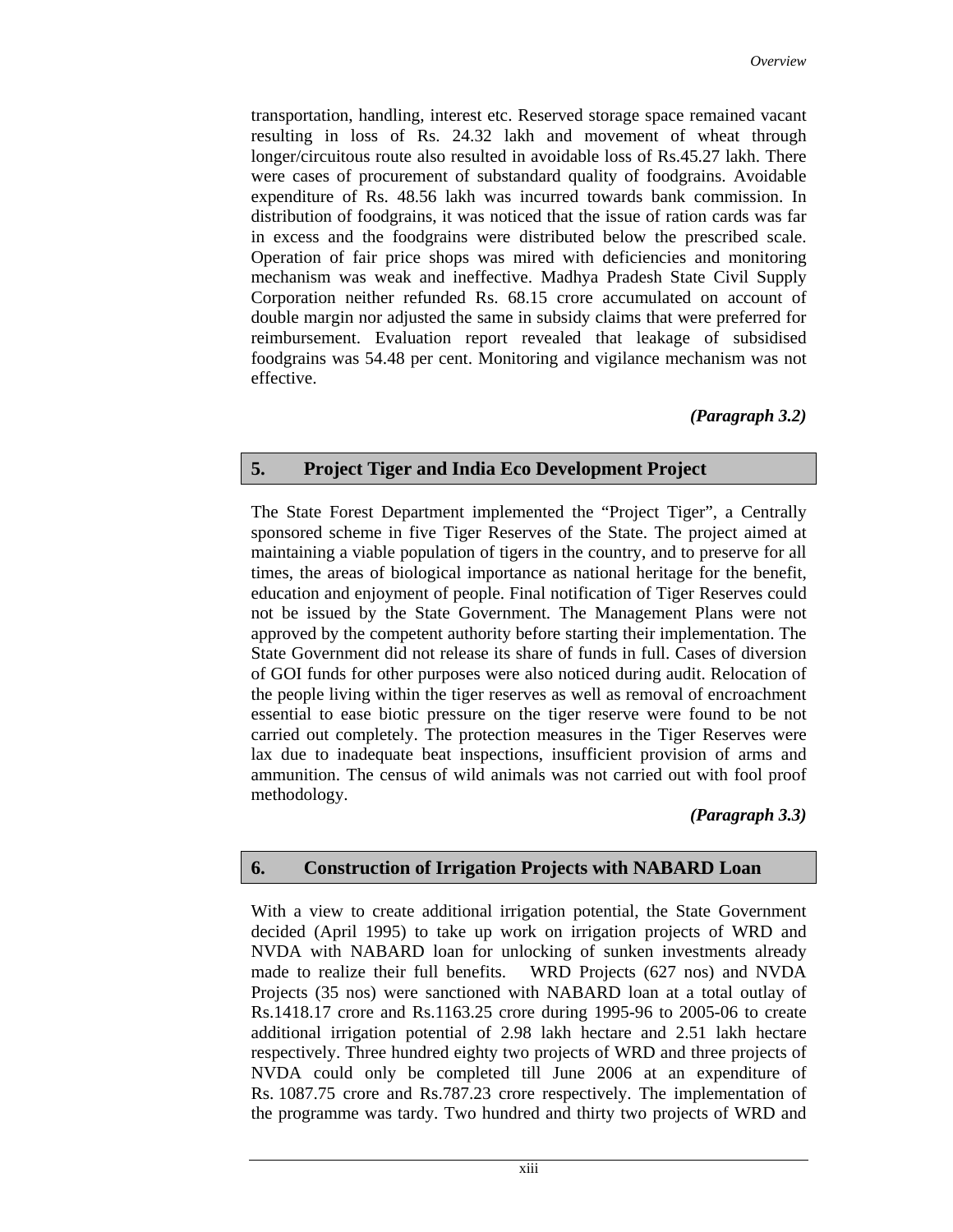transportation, handling, interest etc. Reserved storage space remained vacant resulting in loss of Rs. 24.32 lakh and movement of wheat through longer/circuitous route also resulted in avoidable loss of Rs.45.27 lakh. There were cases of procurement of substandard quality of foodgrains. Avoidable expenditure of Rs. 48.56 lakh was incurred towards bank commission. In distribution of foodgrains, it was noticed that the issue of ration cards was far in excess and the foodgrains were distributed below the prescribed scale. Operation of fair price shops was mired with deficiencies and monitoring mechanism was weak and ineffective. Madhya Pradesh State Civil Supply Corporation neither refunded Rs. 68.15 crore accumulated on account of double margin nor adjusted the same in subsidy claims that were preferred for reimbursement. Evaluation report revealed that leakage of subsidised foodgrains was 54.48 per cent. Monitoring and vigilance mechanism was not effective.

***(Paragraph 3.2)***

## 5. Project Tiger and India Eco Development Project

The State Forest Department implemented the "Project Tiger", a Centrally sponsored scheme in five Tiger Reserves of the State. The project aimed at maintaining a viable population of tigers in the country, and to preserve for all times, the areas of biological importance as national heritage for the benefit, education and enjoyment of people. Final notification of Tiger Reserves could not be issued by the State Government. The Management Plans were not approved by the competent authority before starting their implementation. The State Government did not release its share of funds in full. Cases of diversion of GOI funds for other purposes were also noticed during audit. Relocation of the people living within the tiger reserves as well as removal of encroachment essential to ease biotic pressure on the tiger reserve were found to be not carried out completely. The protection measures in the Tiger Reserves were lax due to inadequate beat inspections, insufficient provision of arms and ammunition. The census of wild animals was not carried out with fool proof methodology.

***(Paragraph 3.3)***

## 6. Construction of Irrigation Projects with NABARD Loan

With a view to create additional irrigation potential, the State Government decided (April 1995) to take up work on irrigation projects of WRD and NVDA with NABARD loan for unlocking of sunken investments already made to realize their full benefits. WRD Projects (627 nos) and NVDA Projects (35 nos) were sanctioned with NABARD loan at a total outlay of Rs.1418.17 crore and Rs.1163.25 crore during 1995-96 to 2005-06 to create additional irrigation potential of 2.98 lakh hectare and 2.51 lakh hectare respectively. Three hundred eighty two projects of WRD and three projects of NVDA could only be completed till June 2006 at an expenditure of Rs. 1087.75 crore and Rs.787.23 crore respectively. The implementation of the programme was tardy. Two hundred and thirty two projects of WRD and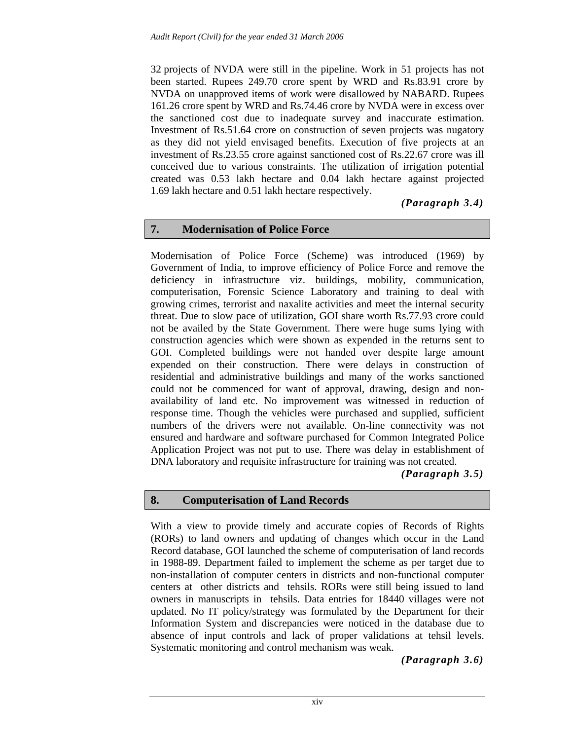32 projects of NVDA were still in the pipeline. Work in 51 projects has not been started. Rupees 249.70 crore spent by WRD and Rs.83.91 crore by NVDA on unapproved items of work were disallowed by NABARD. Rupees 161.26 crore spent by WRD and Rs.74.46 crore by NVDA were in excess over the sanctioned cost due to inadequate survey and inaccurate estimation. Investment of Rs.51.64 crore on construction of seven projects was nugatory as they did not yield envisaged benefits. Execution of five projects at an investment of Rs.23.55 crore against sanctioned cost of Rs.22.67 crore was ill conceived due to various constraints. The utilization of irrigation potential created was 0.53 lakh hectare and 0.04 lakh hectare against projected 1.69 lakh hectare and 0.51 lakh hectare respectively.

***(Paragraph 3.4)***

## 7. Modernisation of Police Force

Modernisation of Police Force (Scheme) was introduced (1969) by Government of India, to improve efficiency of Police Force and remove the deficiency in infrastructure viz. buildings, mobility, communication, computerisation, Forensic Science Laboratory and training to deal with growing crimes, terrorist and naxalite activities and meet the internal security threat. Due to slow pace of utilization, GOI share worth Rs.77.93 crore could not be availed by the State Government. There were huge sums lying with construction agencies which were shown as expended in the returns sent to GOI. Completed buildings were not handed over despite large amount expended on their construction. There were delays in construction of residential and administrative buildings and many of the works sanctioned could not be commenced for want of approval, drawing, design and non-availability of land etc. No improvement was witnessed in reduction of response time. Though the vehicles were purchased and supplied, sufficient numbers of the drivers were not available. On-line connectivity was not ensured and hardware and software purchased for Common Integrated Police Application Project was not put to use. There was delay in establishment of DNA laboratory and requisite infrastructure for training was not created.

***(Paragraph 3.5)***

## 8. Computerisation of Land Records

With a view to provide timely and accurate copies of Records of Rights (RORs) to land owners and updating of changes which occur in the Land Record database, GOI launched the scheme of computerisation of land records in 1988-89. Department failed to implement the scheme as per target due to non-installation of computer centers in districts and non-functional computer centers at other districts and tehsils. RORs were still being issued to land owners in manuscripts in tehsils. Data entries for 18440 villages were not updated. No IT policy/strategy was formulated by the Department for their Information System and discrepancies were noticed in the database due to absence of input controls and lack of proper validations at tehsil levels. Systematic monitoring and control mechanism was weak.

***(Paragraph 3.6)***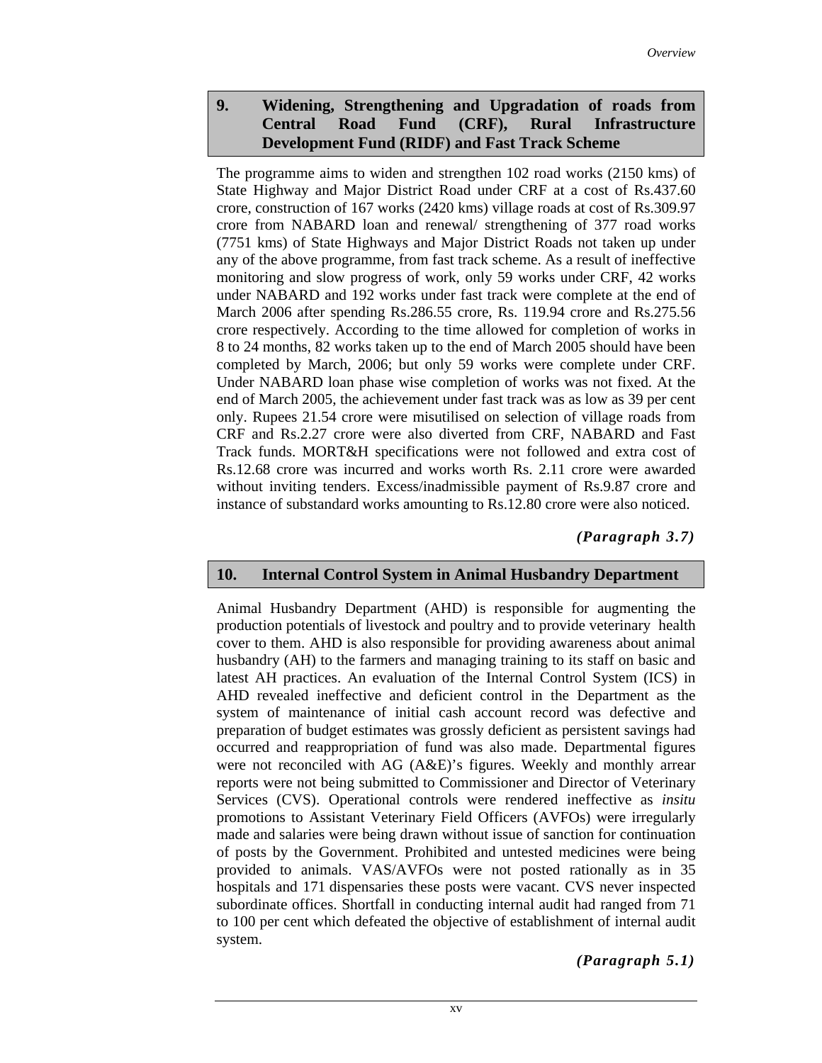## 9. Widening, Strengthening and Upgradation of roads from Central Road Fund (CRF), Rural Infrastructure Development Fund (RIDF) and Fast Track Scheme

The programme aims to widen and strengthen 102 road works (2150 kms) of State Highway and Major District Road under CRF at a cost of Rs.437.60 crore, construction of 167 works (2420 kms) village roads at cost of Rs.309.97 crore from NABARD loan and renewal/ strengthening of 377 road works (7751 kms) of State Highways and Major District Roads not taken up under any of the above programme, from fast track scheme. As a result of ineffective monitoring and slow progress of work, only 59 works under CRF, 42 works under NABARD and 192 works under fast track were complete at the end of March 2006 after spending Rs.286.55 crore, Rs. 119.94 crore and Rs.275.56 crore respectively. According to the time allowed for completion of works in 8 to 24 months, 82 works taken up to the end of March 2005 should have been completed by March, 2006; but only 59 works were complete under CRF. Under NABARD loan phase wise completion of works was not fixed. At the end of March 2005, the achievement under fast track was as low as 39 per cent only. Rupees 21.54 crore were misutilised on selection of village roads from CRF and Rs.2.27 crore were also diverted from CRF, NABARD and Fast Track funds. MORT&H specifications were not followed and extra cost of Rs.12.68 crore was incurred and works worth Rs. 2.11 crore were awarded without inviting tenders. Excess/inadmissible payment of Rs.9.87 crore and instance of substandard works amounting to Rs.12.80 crore were also noticed.

***(Paragraph 3.7)***

## 10. Internal Control System in Animal Husbandry Department

Animal Husbandry Department (AHD) is responsible for augmenting the production potentials of livestock and poultry and to provide veterinary health cover to them. AHD is also responsible for providing awareness about animal husbandry (AH) to the farmers and managing training to its staff on basic and latest AH practices. An evaluation of the Internal Control System (ICS) in AHD revealed ineffective and deficient control in the Department as the system of maintenance of initial cash account record was defective and preparation of budget estimates was grossly deficient as persistent savings had occurred and reappropriation of fund was also made. Departmental figures were not reconciled with AG (A&E)'s figures. Weekly and monthly arrear reports were not being submitted to Commissioner and Director of Veterinary Services (CVS). Operational controls were rendered ineffective as *insitu* promotions to Assistant Veterinary Field Officers (AVFOs) were irregularly made and salaries were being drawn without issue of sanction for continuation of posts by the Government. Prohibited and untested medicines were being provided to animals. VAS/AVFOs were not posted rationally as in 35 hospitals and 171 dispensaries these posts were vacant. CVS never inspected subordinate offices. Shortfall in conducting internal audit had ranged from 71 to 100 per cent which defeated the objective of establishment of internal audit system.

***(Paragraph 5.1)***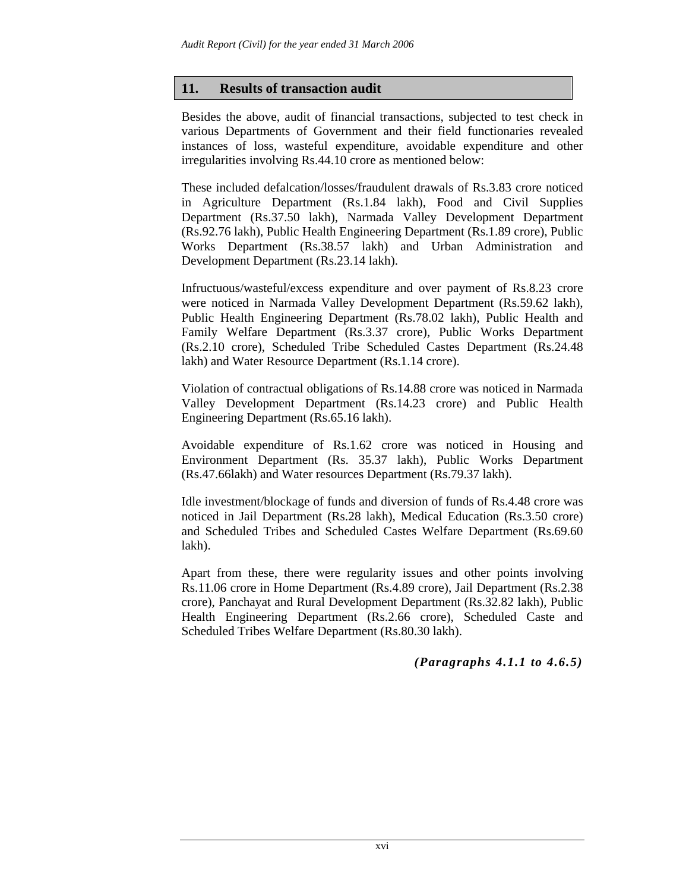## 11. Results of transaction audit

Besides the above, audit of financial transactions, subjected to test check in various Departments of Government and their field functionaries revealed instances of loss, wasteful expenditure, avoidable expenditure and other irregularities involving Rs.44.10 crore as mentioned below:

These included defalcation/losses/fraudulent drawals of Rs.3.83 crore noticed in Agriculture Department (Rs.1.84 lakh), Food and Civil Supplies Department (Rs.37.50 lakh), Narmada Valley Development Department (Rs.92.76 lakh), Public Health Engineering Department (Rs.1.89 crore), Public Works Department (Rs.38.57 lakh) and Urban Administration and Development Department (Rs.23.14 lakh).

Infructuous/wasteful/excess expenditure and over payment of Rs.8.23 crore were noticed in Narmada Valley Development Department (Rs.59.62 lakh), Public Health Engineering Department (Rs.78.02 lakh), Public Health and Family Welfare Department (Rs.3.37 crore), Public Works Department (Rs.2.10 crore), Scheduled Tribe Scheduled Castes Department (Rs.24.48 lakh) and Water Resource Department (Rs.1.14 crore).

Violation of contractual obligations of Rs.14.88 crore was noticed in Narmada Valley Development Department (Rs.14.23 crore) and Public Health Engineering Department (Rs.65.16 lakh).

Avoidable expenditure of Rs.1.62 crore was noticed in Housing and Environment Department (Rs. 35.37 lakh), Public Works Department (Rs.47.66lakh) and Water resources Department (Rs.79.37 lakh).

Idle investment/blockage of funds and diversion of funds of Rs.4.48 crore was noticed in Jail Department (Rs.28 lakh), Medical Education (Rs.3.50 crore) and Scheduled Tribes and Scheduled Castes Welfare Department (Rs.69.60 lakh).

Apart from these, there were regularity issues and other points involving Rs.11.06 crore in Home Department (Rs.4.89 crore), Jail Department (Rs.2.38 crore), Panchayat and Rural Development Department (Rs.32.82 lakh), Public Health Engineering Department (Rs.2.66 crore), Scheduled Caste and Scheduled Tribes Welfare Department (Rs.80.30 lakh).

***(Paragraphs 4.1.1 to 4.6.5)***